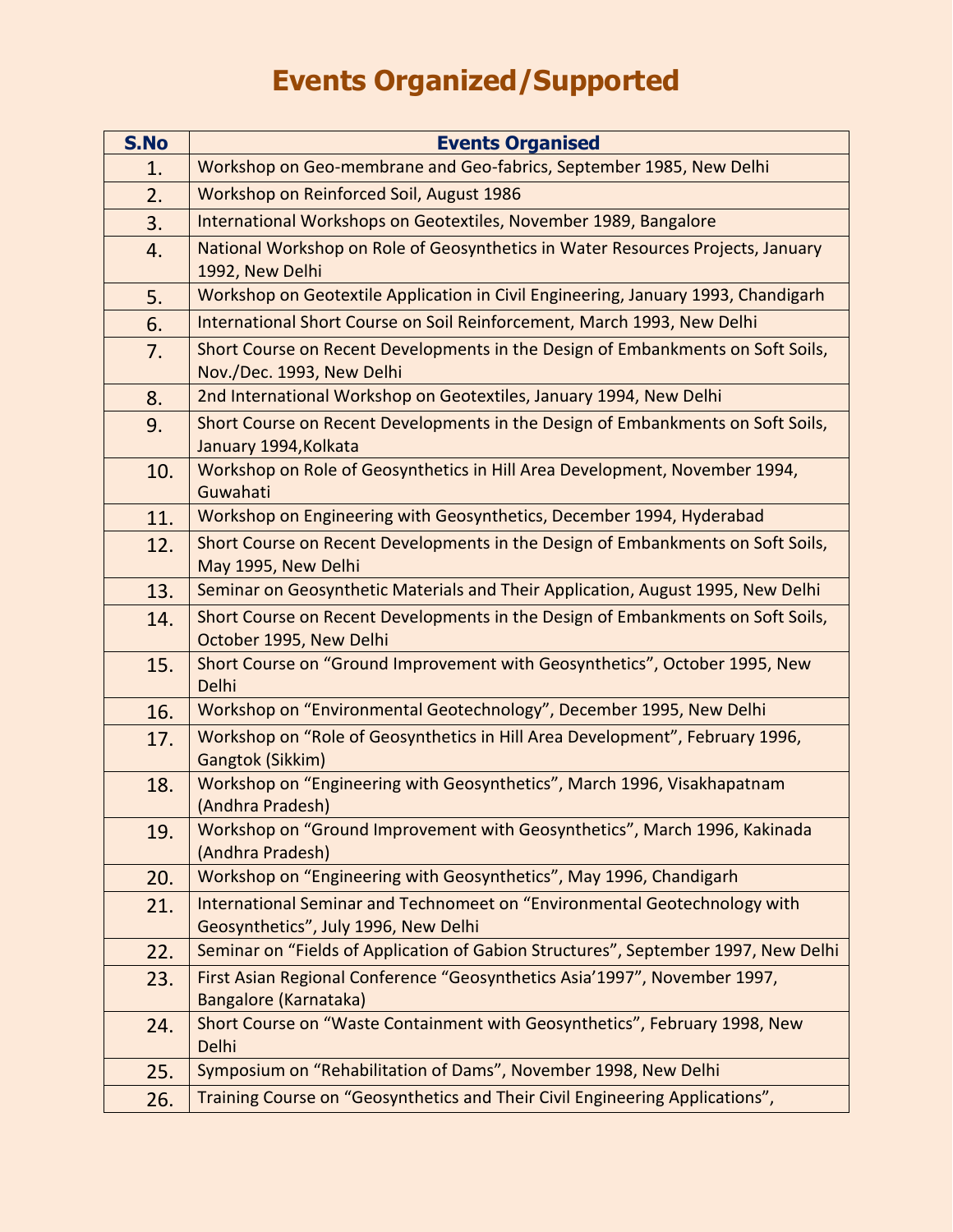# Events Organized/Supported

| S.No | Events Organised |
|---|---|
| 1. | Workshop on Geo-membrane and Geo-fabrics, September 1985, New Delhi |
| 2. | Workshop on Reinforced Soil, August 1986 |
| 3. | International Workshops on Geotextiles, November 1989, Bangalore |
| 4. | National Workshop on Role of Geosynthetics in Water Resources Projects, January 1992, New Delhi |
| 5. | Workshop on Geotextile Application in Civil Engineering, January 1993, Chandigarh |
| 6. | International Short Course on Soil Reinforcement, March 1993, New Delhi |
| 7. | Short Course on Recent Developments in the Design of Embankments on Soft Soils, Nov./Dec. 1993, New Delhi |
| 8. | 2nd International Workshop on Geotextiles, January 1994, New Delhi |
| 9. | Short Course on Recent Developments in the Design of Embankments on Soft Soils, January 1994,Kolkata |
| 10. | Workshop on Role of Geosynthetics in Hill Area Development, November 1994, Guwahati |
| 11. | Workshop on Engineering with Geosynthetics, December 1994, Hyderabad |
| 12. | Short Course on Recent Developments in the Design of Embankments on Soft Soils, May 1995, New Delhi |
| 13. | Seminar on Geosynthetic Materials and Their Application, August 1995, New Delhi |
| 14. | Short Course on Recent Developments in the Design of Embankments on Soft Soils, October 1995, New Delhi |
| 15. | Short Course on “Ground Improvement with Geosynthetics”, October 1995, New Delhi |
| 16. | Workshop on “Environmental Geotechnology”, December 1995, New Delhi |
| 17. | Workshop on “Role of Geosynthetics in Hill Area Development”, February 1996, Gangtok (Sikkim) |
| 18. | Workshop on “Engineering with Geosynthetics”, March 1996, Visakhapatnam (Andhra Pradesh) |
| 19. | Workshop on “Ground Improvement with Geosynthetics”, March 1996, Kakinada (Andhra Pradesh) |
| 20. | Workshop on “Engineering with Geosynthetics”, May 1996, Chandigarh |
| 21. | International Seminar and Technomeet on “Environmental Geotechnology with Geosynthetics”, July 1996, New Delhi |
| 22. | Seminar on “Fields of Application of Gabion Structures”, September 1997, New Delhi |
| 23. | First Asian Regional Conference “Geosynthetics Asia’1997”, November 1997, Bangalore (Karnataka) |
| 24. | Short Course on “Waste Containment with Geosynthetics”, February 1998, New Delhi |
| 25. | Symposium on “Rehabilitation of Dams”, November 1998, New Delhi |
| 26. | Training Course on “Geosynthetics and Their Civil Engineering Applications”, |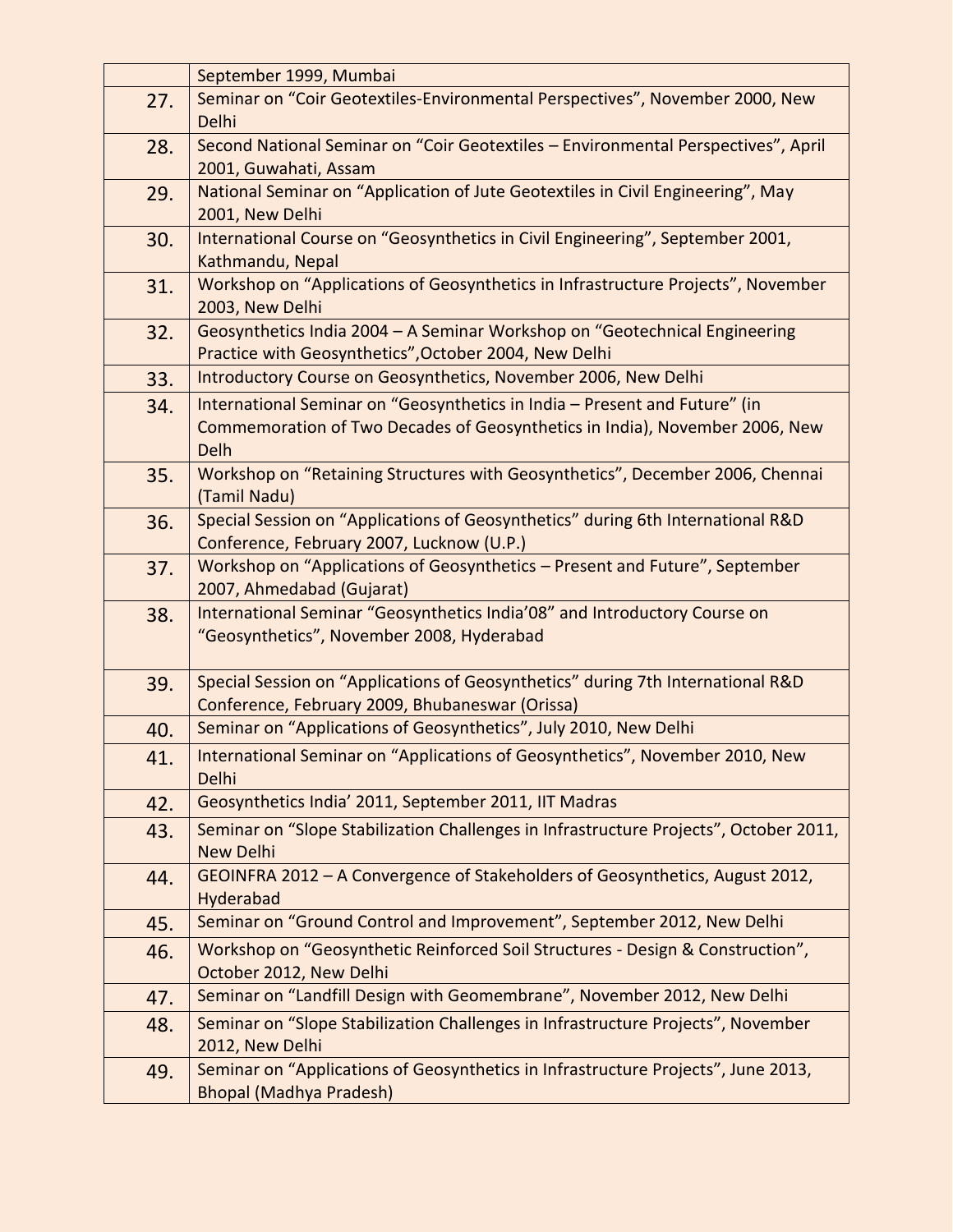|  |  |
|---|---|
|  | September 1999, Mumbai |
| 27. | Seminar on "Coir Geotextiles-Environmental Perspectives", November 2000, New Delhi |
| 28. | Second National Seminar on "Coir Geotextiles – Environmental Perspectives", April 2001, Guwahati, Assam |
| 29. | National Seminar on "Application of Jute Geotextiles in Civil Engineering", May 2001, New Delhi |
| 30. | International Course on "Geosynthetics in Civil Engineering", September 2001, Kathmandu, Nepal |
| 31. | Workshop on "Applications of Geosynthetics in Infrastructure Projects", November 2003, New Delhi |
| 32. | Geosynthetics India 2004 – A Seminar Workshop on "Geotechnical Engineering Practice with Geosynthetics",October 2004, New Delhi |
| 33. | Introductory Course on Geosynthetics, November 2006, New Delhi |
| 34. | International Seminar on "Geosynthetics in India – Present and Future" (in Commemoration of Two Decades of Geosynthetics in India), November 2006, New Delh |
| 35. | Workshop on "Retaining Structures with Geosynthetics", December 2006, Chennai (Tamil Nadu) |
| 36. | Special Session on "Applications of Geosynthetics" during 6th International R&D Conference, February 2007, Lucknow (U.P.) |
| 37. | Workshop on "Applications of Geosynthetics – Present and Future", September 2007, Ahmedabad (Gujarat) |
| 38. | International Seminar "Geosynthetics India'08" and Introductory Course on "Geosynthetics", November 2008, Hyderabad |
| 39. | Special Session on "Applications of Geosynthetics" during 7th International R&D Conference, February 2009, Bhubaneswar (Orissa) |
| 40. | Seminar on "Applications of Geosynthetics", July 2010, New Delhi |
| 41. | International Seminar on "Applications of Geosynthetics", November 2010, New Delhi |
| 42. | Geosynthetics India' 2011, September 2011, IIT Madras |
| 43. | Seminar on "Slope Stabilization Challenges in Infrastructure Projects", October 2011, New Delhi |
| 44. | GEOINFRA 2012 – A Convergence of Stakeholders of Geosynthetics, August 2012, Hyderabad |
| 45. | Seminar on "Ground Control and Improvement", September 2012, New Delhi |
| 46. | Workshop on "Geosynthetic Reinforced Soil Structures - Design & Construction", October 2012, New Delhi |
| 47. | Seminar on "Landfill Design with Geomembrane", November 2012, New Delhi |
| 48. | Seminar on "Slope Stabilization Challenges in Infrastructure Projects", November 2012, New Delhi |
| 49. | Seminar on "Applications of Geosynthetics in Infrastructure Projects", June 2013, Bhopal (Madhya Pradesh) |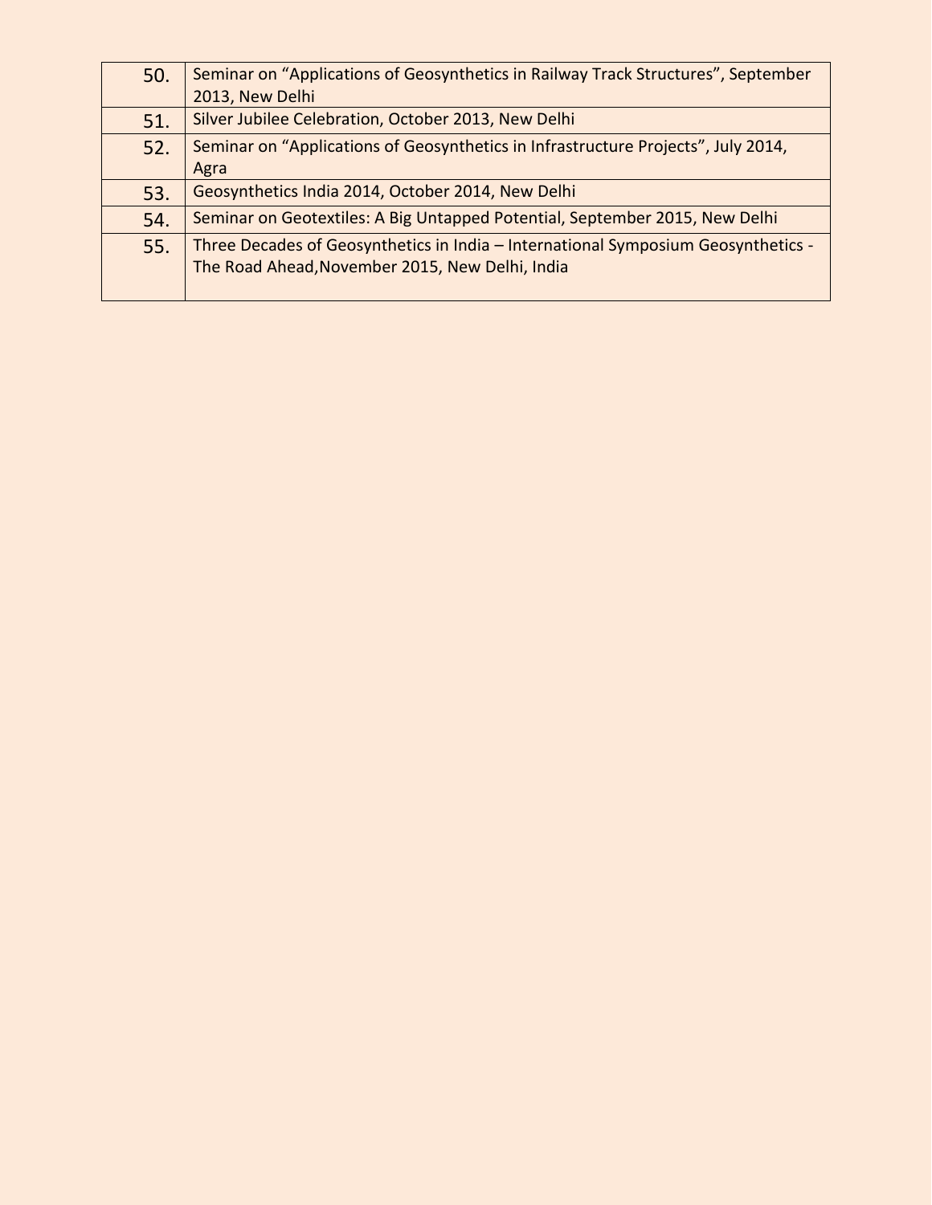| | |
|---|---|
| 50. | Seminar on “Applications of Geosynthetics in Railway Track Structures”, September 2013, New Delhi |
| 51. | Silver Jubilee Celebration, October 2013, New Delhi |
| 52. | Seminar on “Applications of Geosynthetics in Infrastructure Projects”, July 2014, Agra |
| 53. | Geosynthetics India 2014, October 2014, New Delhi |
| 54. | Seminar on Geotextiles: A Big Untapped Potential, September 2015, New Delhi |
| 55. | Three Decades of Geosynthetics in India – International Symposium Geosynthetics - The Road Ahead,November 2015, New Delhi, India |